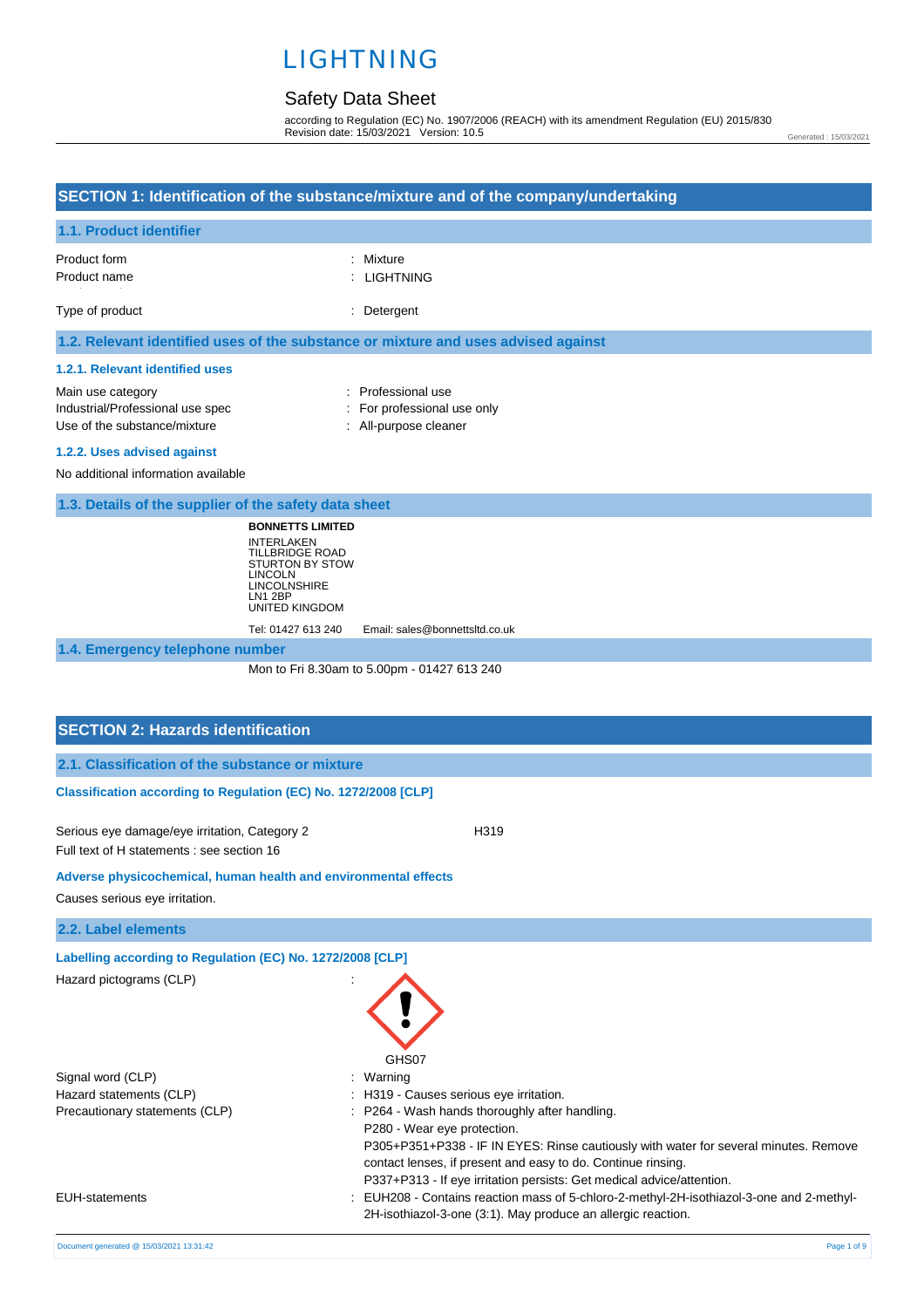# LIGHTNING

## Safety Data Sheet

according to Regulation (EC) No. 1907/2006 (REACH) with its amendment Regulation (EU) 2015/830
Revision date: 15/03/2021 Version: 10.5

Generated : 15/03/2021

## SECTION 1: Identification of the substance/mixture and of the company/undertaking

### 1.1. Product identifier

| | |
|---|---|
| Product form | : Mixture |
| Product name | : LIGHTNING |
| Type of product | : Detergent |

### 1.2. Relevant identified uses of the substance or mixture and uses advised against

#### 1.2.1. Relevant identified uses

| | |
|---|---|
| Main use category | : Professional use |
| Industrial/Professional use spec | : For professional use only |
| Use of the substance/mixture | : All-purpose cleaner |

#### 1.2.2. Uses advised against

No additional information available

### 1.3. Details of the supplier of the safety data sheet

**BONNETTS LIMITED**
INTERLAKEN
TILLBRIDGE ROAD
STURTON BY STOW
LINCOLN
LINCOLNSHIRE
LN1 2BP
UNITED KINGDOM

Tel: 01427 613 240 Email: sales@bonnettsltd.co.uk

### 1.4. Emergency telephone number

Mon to Fri 8.30am to 5.00pm - 01427 613 240

## SECTION 2: Hazards identification

### 2.1. Classification of the substance or mixture

**Classification according to Regulation (EC) No. 1272/2008 [CLP]**

Serious eye damage/eye irritation, Category 2 H319

Full text of H statements : see section 16

**Adverse physicochemical, human health and environmental effects**

Causes serious eye irritation.

### 2.2. Label elements

**Labelling according to Regulation (EC) No. 1272/2008 [CLP]**

Hazard pictograms (CLP) :

GHS07

| | |
|---|---|
| Signal word (CLP) | : Warning |
| Hazard statements (CLP) | : H319 - Causes serious eye irritation. |
| Precautionary statements (CLP) | : P264 - Wash hands thoroughly after handling.<br>P280 - Wear eye protection.<br>P305+P351+P338 - IF IN EYES: Rinse cautiously with water for several minutes. Remove contact lenses, if present and easy to do. Continue rinsing.<br>P337+P313 - If eye irritation persists: Get medical advice/attention. |
| EUH-statements | : EUH208 - Contains reaction mass of 5-chloro-2-methyl-2H-isothiazol-3-one and 2-methyl-2H-isothiazol-3-one (3:1). May produce an allergic reaction. |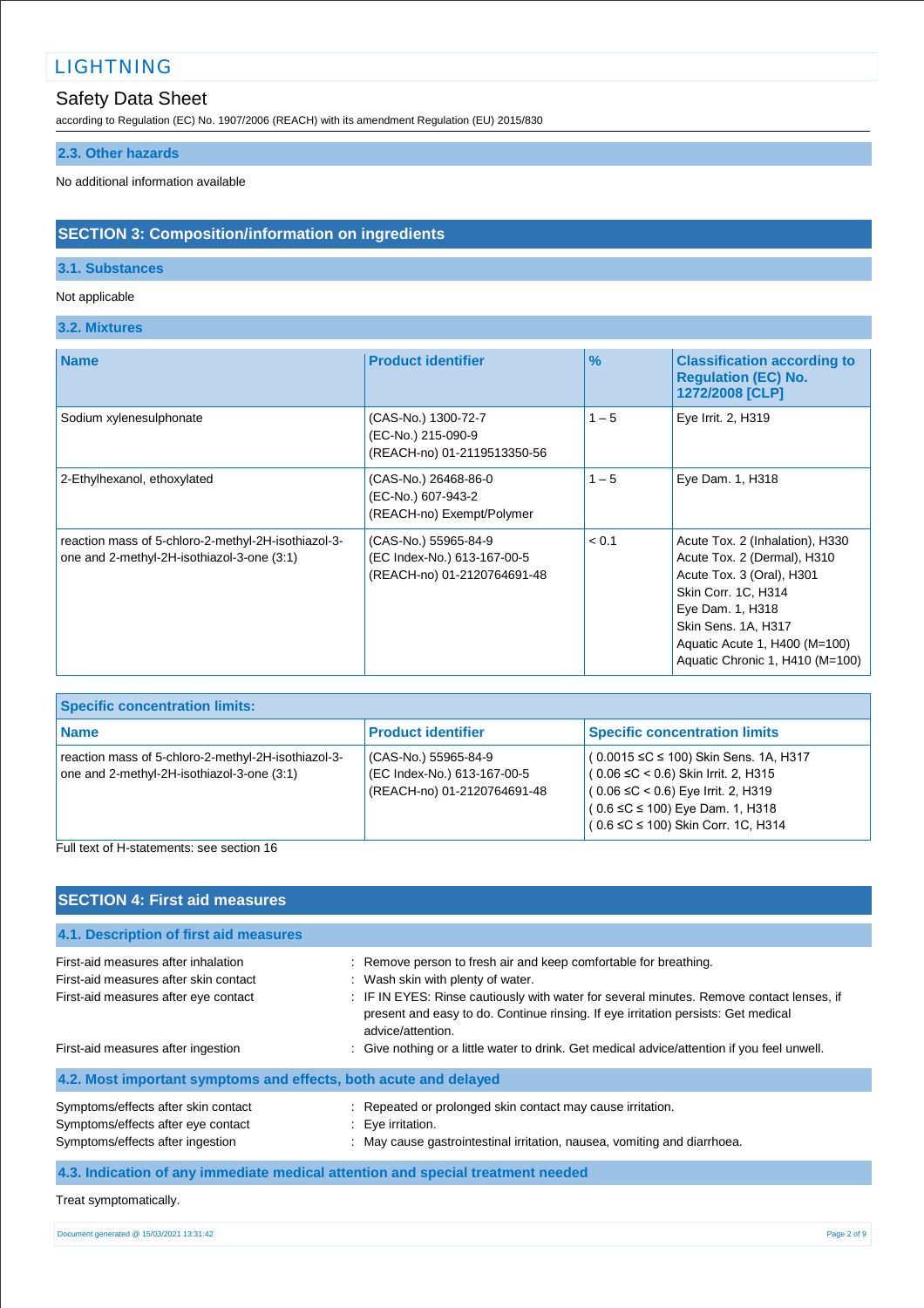### 2.3. Other hazards

No additional information available

## SECTION 3: Composition/information on ingredients

### 3.1. Substances

Not applicable

### 3.2. Mixtures

| Name | Product identifier | % | Classification according to Regulation (EC) No. 1272/2008 [CLP] |
|---|---|---|---|
| Sodium xylenesulphonate | (CAS-No.) 1300-72-7<br>(EC-No.) 215-090-9<br>(REACH-no) 01-2119513350-56 | 1 – 5 | Eye Irrit. 2, H319 |
| 2-Ethylhexanol, ethoxylated | (CAS-No.) 26468-86-0<br>(EC-No.) 607-943-2<br>(REACH-no) Exempt/Polymer | 1 – 5 | Eye Dam. 1, H318 |
| reaction mass of 5-chloro-2-methyl-2H-isothiazol-3-one and 2-methyl-2H-isothiazol-3-one (3:1) | (CAS-No.) 55965-84-9<br>(EC Index-No.) 613-167-00-5<br>(REACH-no) 01-2120764691-48 | < 0.1 | Acute Tox. 2 (Inhalation), H330<br>Acute Tox. 2 (Dermal), H310<br>Acute Tox. 3 (Oral), H301<br>Skin Corr. 1C, H314<br>Eye Dam. 1, H318<br>Skin Sens. 1A, H317<br>Aquatic Acute 1, H400 (M=100)<br>Aquatic Chronic 1, H410 (M=100) |

| Specific concentration limits: | | |
|---|---|---|
| **Name** | **Product identifier** | **Specific concentration limits** |
| reaction mass of 5-chloro-2-methyl-2H-isothiazol-3-one and 2-methyl-2H-isothiazol-3-one (3:1) | (CAS-No.) 55965-84-9<br>(EC Index-No.) 613-167-00-5<br>(REACH-no) 01-2120764691-48 | ( 0.0015 ≤C ≤ 100) Skin Sens. 1A, H317<br>( 0.06 ≤C < 0.6) Skin Irrit. 2, H315<br>( 0.06 ≤C < 0.6) Eye Irrit. 2, H319<br>( 0.6 ≤C ≤ 100) Eye Dam. 1, H318<br>( 0.6 ≤C ≤ 100) Skin Corr. 1C, H314 |

Full text of H-statements: see section 16

## SECTION 4: First aid measures

### 4.1. Description of first aid measures

First-aid measures after inhalation : Remove person to fresh air and keep comfortable for breathing.

First-aid measures after skin contact : Wash skin with plenty of water.

First-aid measures after eye contact : IF IN EYES: Rinse cautiously with water for several minutes. Remove contact lenses, if present and easy to do. Continue rinsing. If eye irritation persists: Get medical advice/attention.

First-aid measures after ingestion : Give nothing or a little water to drink. Get medical advice/attention if you feel unwell.

### 4.2. Most important symptoms and effects, both acute and delayed

Symptoms/effects after skin contact : Repeated or prolonged skin contact may cause irritation.

Symptoms/effects after eye contact : Eye irritation.

Symptoms/effects after ingestion : May cause gastrointestinal irritation, nausea, vomiting and diarrhoea.

### 4.3. Indication of any immediate medical attention and special treatment needed

Treat symptomatically.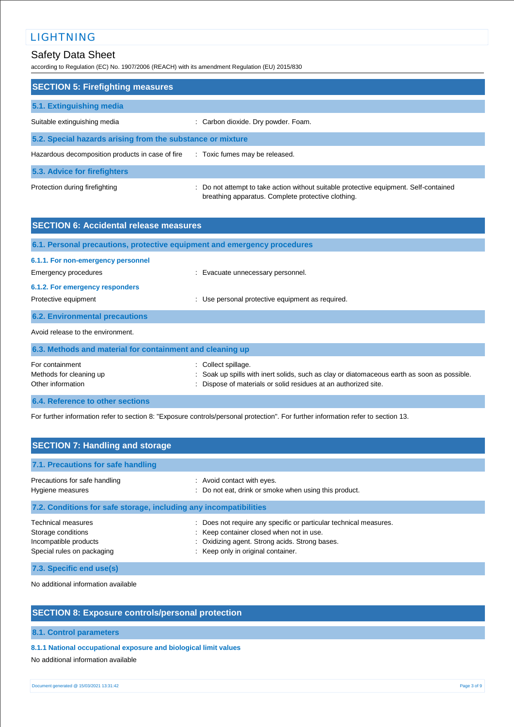## SECTION 5: Firefighting measures

### 5.1. Extinguishing media

| | |
|---|---|
| Suitable extinguishing media | : Carbon dioxide. Dry powder. Foam. |

### 5.2. Special hazards arising from the substance or mixture

| | |
|---|---|
| Hazardous decomposition products in case of fire | : Toxic fumes may be released. |

### 5.3. Advice for firefighters

| | |
|---|---|
| Protection during firefighting | : Do not attempt to take action without suitable protective equipment. Self-contained breathing apparatus. Complete protective clothing. |

## SECTION 6: Accidental release measures

### 6.1. Personal precautions, protective equipment and emergency procedures

#### 6.1.1. For non-emergency personnel

| | |
|---|---|
| Emergency procedures | : Evacuate unnecessary personnel. |

#### 6.1.2. For emergency responders

| | |
|---|---|
| Protective equipment | : Use personal protective equipment as required. |

### 6.2. Environmental precautions

Avoid release to the environment.

### 6.3. Methods and material for containment and cleaning up

| | |
|---|---|
| For containment | : Collect spillage. |
| Methods for cleaning up | : Soak up spills with inert solids, such as clay or diatomaceous earth as soon as possible. |
| Other information | : Dispose of materials or solid residues at an authorized site. |

### 6.4. Reference to other sections

For further information refer to section 8: "Exposure controls/personal protection". For further information refer to section 13.

## SECTION 7: Handling and storage

### 7.1. Precautions for safe handling

| | |
|---|---|
| Precautions for safe handling | : Avoid contact with eyes. |
| Hygiene measures | : Do not eat, drink or smoke when using this product. |

### 7.2. Conditions for safe storage, including any incompatibilities

| | |
|---|---|
| Technical measures | : Does not require any specific or particular technical measures. |
| Storage conditions | : Keep container closed when not in use. |
| Incompatible products | : Oxidizing agent. Strong acids. Strong bases. |
| Special rules on packaging | : Keep only in original container. |

### 7.3. Specific end use(s)

No additional information available

## SECTION 8: Exposure controls/personal protection

### 8.1. Control parameters

#### 8.1.1 National occupational exposure and biological limit values

No additional information available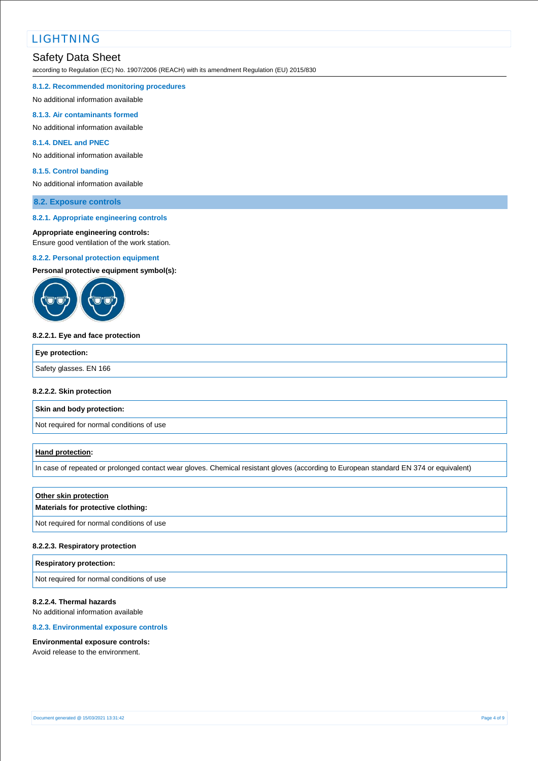#### 8.1.2. Recommended monitoring procedures

No additional information available

#### 8.1.3. Air contaminants formed

No additional information available

#### 8.1.4. DNEL and PNEC

No additional information available

#### 8.1.5. Control banding

No additional information available

### 8.2. Exposure controls

#### 8.2.1. Appropriate engineering controls

**Appropriate engineering controls:**
Ensure good ventilation of the work station.

#### 8.2.2. Personal protection equipment

**Personal protective equipment symbol(s):**

**8.2.2.1. Eye and face protection**

| Eye protection: |
| --- |
| Safety glasses. EN 166 |

**8.2.2.2. Skin protection**

| Skin and body protection: |
| --- |
| Not required for normal conditions of use |

| **Hand protection**: |
| --- |
| In case of repeated or prolonged contact wear gloves. Chemical resistant gloves (according to European standard EN 374 or equivalent) |

| **Other skin protection** **Materials for protective clothing:** |
| --- |
| Not required for normal conditions of use |

**8.2.2.3. Respiratory protection**

| Respiratory protection: |
| --- |
| Not required for normal conditions of use |

**8.2.2.4. Thermal hazards**
No additional information available

#### 8.2.3. Environmental exposure controls

**Environmental exposure controls:**
Avoid release to the environment.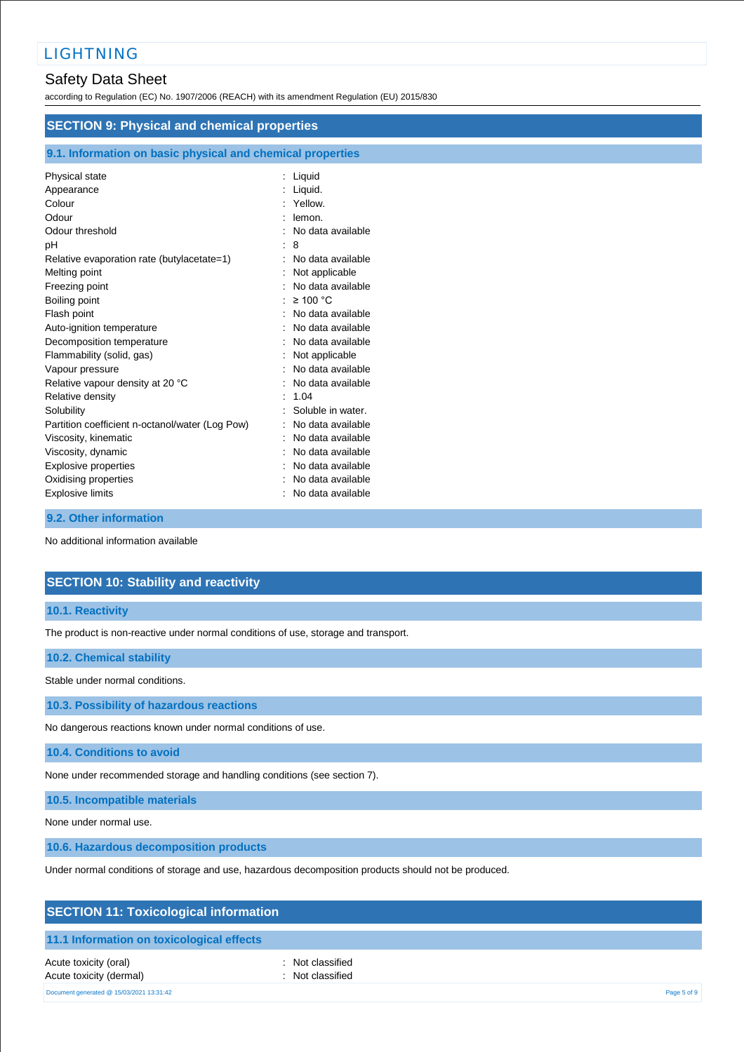## SECTION 9: Physical and chemical properties

### 9.1. Information on basic physical and chemical properties

| | |
|---|---|
| Physical state | : Liquid |
| Appearance | : Liquid. |
| Colour | : Yellow. |
| Odour | : lemon. |
| Odour threshold | : No data available |
| pH | : 8 |
| Relative evaporation rate (butylacetate=1) | : No data available |
| Melting point | : Not applicable |
| Freezing point | : No data available |
| Boiling point | : ≥ 100 °C |
| Flash point | : No data available |
| Auto-ignition temperature | : No data available |
| Decomposition temperature | : No data available |
| Flammability (solid, gas) | : Not applicable |
| Vapour pressure | : No data available |
| Relative vapour density at 20 °C | : No data available |
| Relative density | : 1.04 |
| Solubility | : Soluble in water. |
| Partition coefficient n-octanol/water (Log Pow) | : No data available |
| Viscosity, kinematic | : No data available |
| Viscosity, dynamic | : No data available |
| Explosive properties | : No data available |
| Oxidising properties | : No data available |
| Explosive limits | : No data available |

### 9.2. Other information

No additional information available

## SECTION 10: Stability and reactivity

### 10.1. Reactivity

The product is non-reactive under normal conditions of use, storage and transport.

### 10.2. Chemical stability

Stable under normal conditions.

### 10.3. Possibility of hazardous reactions

No dangerous reactions known under normal conditions of use.

### 10.4. Conditions to avoid

None under recommended storage and handling conditions (see section 7).

### 10.5. Incompatible materials

None under normal use.

### 10.6. Hazardous decomposition products

Under normal conditions of storage and use, hazardous decomposition products should not be produced.

## SECTION 11: Toxicological information

### 11.1 Information on toxicological effects

| | |
|---|---|
| Acute toxicity (oral) | : Not classified |
| Acute toxicity (dermal) | : Not classified |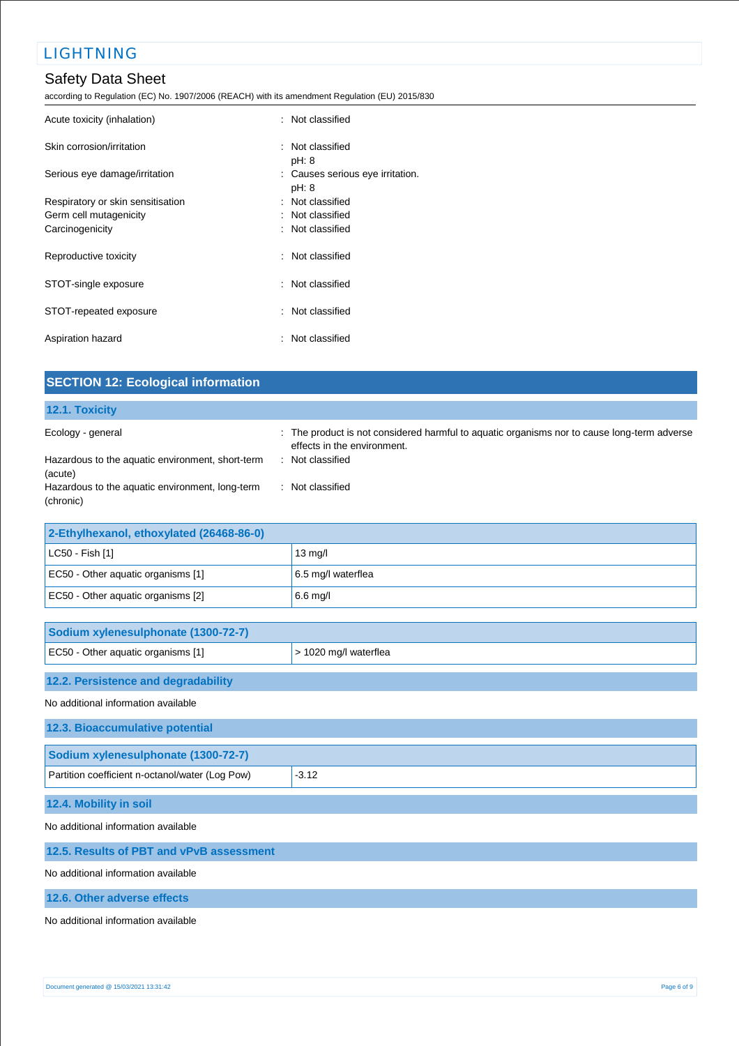| | |
|---|---|
| Acute toxicity (inhalation) | : Not classified |
| Skin corrosion/irritation | : Not classified<br>pH: 8 |
| Serious eye damage/irritation | : Causes serious eye irritation.<br>pH: 8 |
| Respiratory or skin sensitisation | : Not classified |
| Germ cell mutagenicity | : Not classified |
| Carcinogenicity | : Not classified |
| Reproductive toxicity | : Not classified |
| STOT-single exposure | : Not classified |
| STOT-repeated exposure | : Not classified |
| Aspiration hazard | : Not classified |

## SECTION 12: Ecological information

### 12.1. Toxicity

| | |
|---|---|
| Ecology - general | : The product is not considered harmful to aquatic organisms nor to cause long-term adverse effects in the environment. |
| Hazardous to the aquatic environment, short-term (acute) | : Not classified |
| Hazardous to the aquatic environment, long-term (chronic) | : Not classified |

| 2-Ethylhexanol, ethoxylated (26468-86-0) | |
|---|---|
| LC50 - Fish [1] | 13 mg/l |
| EC50 - Other aquatic organisms [1] | 6.5 mg/l waterflea |
| EC50 - Other aquatic organisms [2] | 6.6 mg/l |

| Sodium xylenesulphonate (1300-72-7) | |
|---|---|
| EC50 - Other aquatic organisms [1] | > 1020 mg/l waterflea |

### 12.2. Persistence and degradability

No additional information available

### 12.3. Bioaccumulative potential

| Sodium xylenesulphonate (1300-72-7) | |
|---|---|
| Partition coefficient n-octanol/water (Log Pow) | -3.12 |

### 12.4. Mobility in soil

No additional information available

### 12.5. Results of PBT and vPvB assessment

No additional information available

### 12.6. Other adverse effects

No additional information available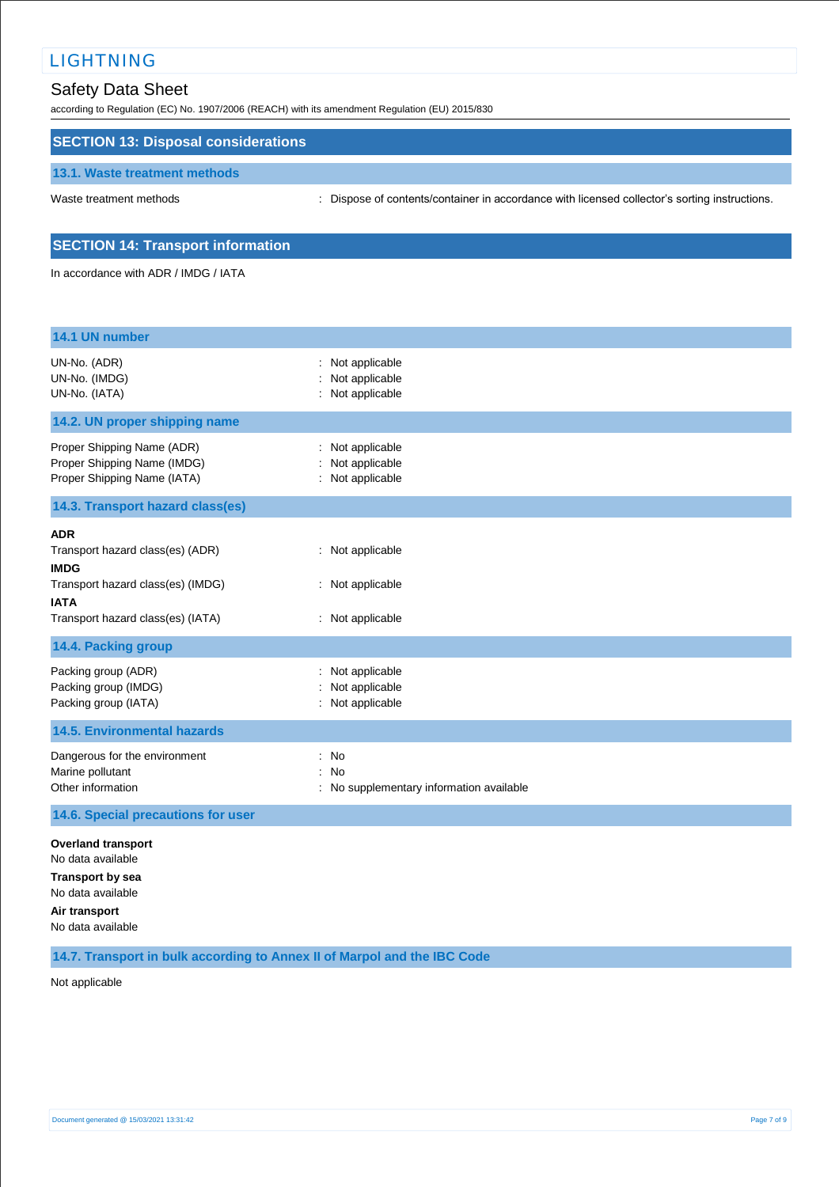## SECTION 13: Disposal considerations

### 13.1. Waste treatment methods

| | |
|---|---|
| Waste treatment methods | : Dispose of contents/container in accordance with licensed collector's sorting instructions. |

## SECTION 14: Transport information

In accordance with ADR / IMDG / IATA

### 14.1 UN number

| | |
|---|---|
| UN-No. (ADR) | : Not applicable |
| UN-No. (IMDG) | : Not applicable |
| UN-No. (IATA) | : Not applicable |

### 14.2. UN proper shipping name

| | |
|---|---|
| Proper Shipping Name (ADR) | : Not applicable |
| Proper Shipping Name (IMDG) | : Not applicable |
| Proper Shipping Name (IATA) | : Not applicable |

### 14.3. Transport hazard class(es)

**ADR**

| | |
|---|---|
| Transport hazard class(es) (ADR) | : Not applicable |

**IMDG**

| | |
|---|---|
| Transport hazard class(es) (IMDG) | : Not applicable |

**IATA**

| | |
|---|---|
| Transport hazard class(es) (IATA) | : Not applicable |

### 14.4. Packing group

| | |
|---|---|
| Packing group (ADR) | : Not applicable |
| Packing group (IMDG) | : Not applicable |
| Packing group (IATA) | : Not applicable |

### 14.5. Environmental hazards

| | |
|---|---|
| Dangerous for the environment | : No |
| Marine pollutant | : No |
| Other information | : No supplementary information available |

### 14.6. Special precautions for user

**Overland transport**

No data available

**Transport by sea**

No data available

**Air transport**

No data available

### 14.7. Transport in bulk according to Annex II of Marpol and the IBC Code

Not applicable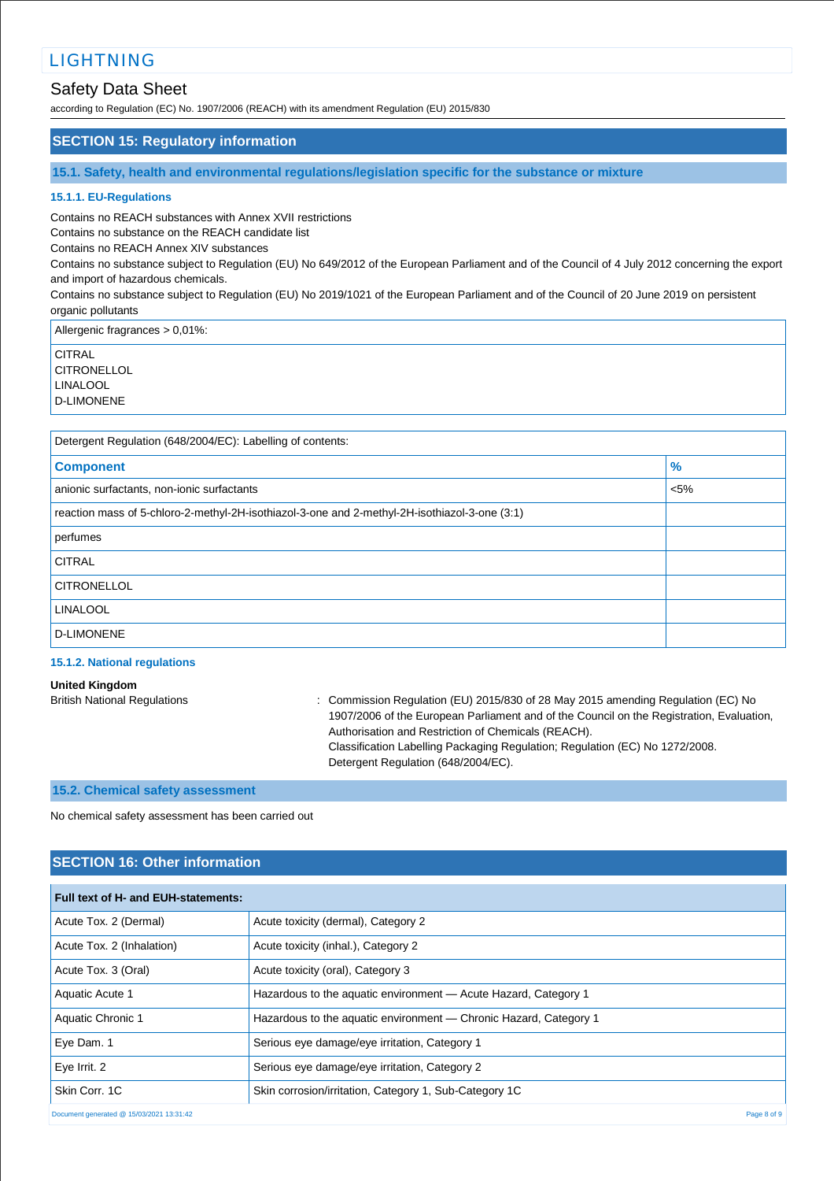## SECTION 15: Regulatory information

### 15.1. Safety, health and environmental regulations/legislation specific for the substance or mixture

#### 15.1.1. EU-Regulations

Contains no REACH substances with Annex XVII restrictions
Contains no substance on the REACH candidate list
Contains no REACH Annex XIV substances
Contains no substance subject to Regulation (EU) No 649/2012 of the European Parliament and of the Council of 4 July 2012 concerning the export and import of hazardous chemicals.
Contains no substance subject to Regulation (EU) No 2019/1021 of the European Parliament and of the Council of 20 June 2019 on persistent organic pollutants

| Allergenic fragrances > 0,01%: |
|---|
| CITRAL<br>CITRONELLOL<br>LINALOOL<br>D-LIMONENE |

| Detergent Regulation (648/2004/EC): Labelling of contents: | |
|---|---|
| **Component** | **%** |
| anionic surfactants, non-ionic surfactants | <5% |
| reaction mass of 5-chloro-2-methyl-2H-isothiazol-3-one and 2-methyl-2H-isothiazol-3-one (3:1) | |
| perfumes | |
| CITRAL | |
| CITRONELLOL | |
| LINALOOL | |
| D-LIMONENE | |

#### 15.1.2. National regulations

**United Kingdom**

British National Regulations : Commission Regulation (EU) 2015/830 of 28 May 2015 amending Regulation (EC) No 1907/2006 of the European Parliament and of the Council on the Registration, Evaluation, Authorisation and Restriction of Chemicals (REACH).
Classification Labelling Packaging Regulation; Regulation (EC) No 1272/2008.
Detergent Regulation (648/2004/EC).

### 15.2. Chemical safety assessment

No chemical safety assessment has been carried out

## SECTION 16: Other information

| Full text of H- and EUH-statements: | |
|---|---|
| Acute Tox. 2 (Dermal) | Acute toxicity (dermal), Category 2 |
| Acute Tox. 2 (Inhalation) | Acute toxicity (inhal.), Category 2 |
| Acute Tox. 3 (Oral) | Acute toxicity (oral), Category 3 |
| Aquatic Acute 1 | Hazardous to the aquatic environment — Acute Hazard, Category 1 |
| Aquatic Chronic 1 | Hazardous to the aquatic environment — Chronic Hazard, Category 1 |
| Eye Dam. 1 | Serious eye damage/eye irritation, Category 1 |
| Eye Irrit. 2 | Serious eye damage/eye irritation, Category 2 |
| Skin Corr. 1C | Skin corrosion/irritation, Category 1, Sub-Category 1C |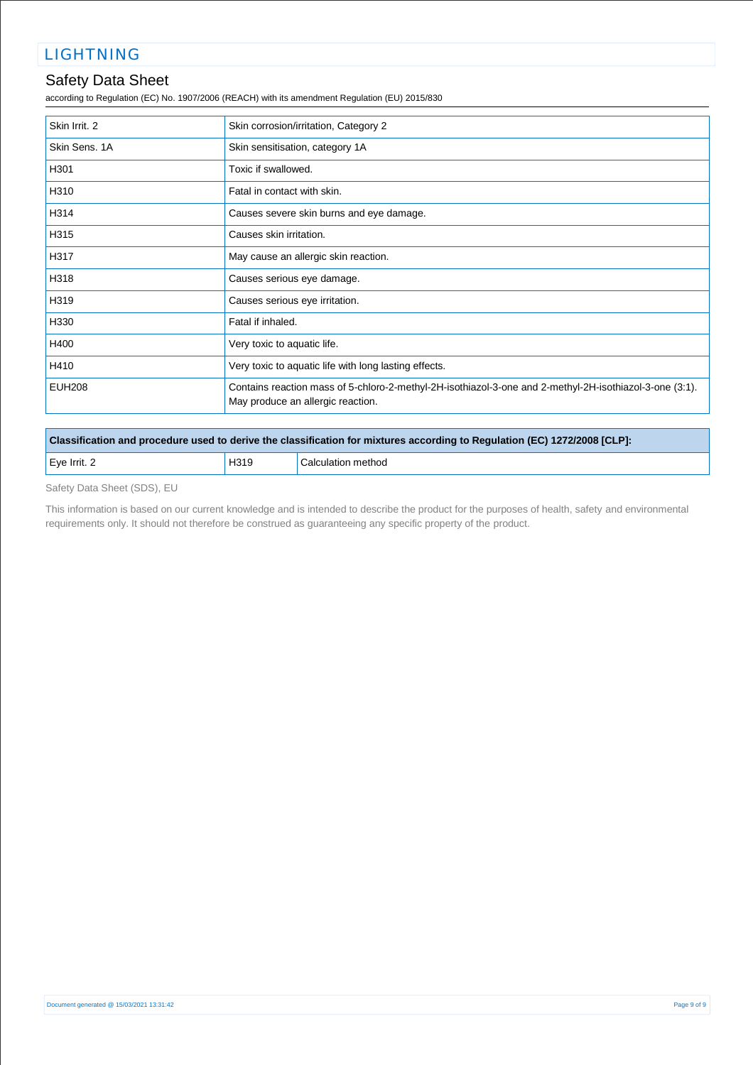| | |
|---|---|
| Skin Irrit. 2 | Skin corrosion/irritation, Category 2 |
| Skin Sens. 1A | Skin sensitisation, category 1A |
| H301 | Toxic if swallowed. |
| H310 | Fatal in contact with skin. |
| H314 | Causes severe skin burns and eye damage. |
| H315 | Causes skin irritation. |
| H317 | May cause an allergic skin reaction. |
| H318 | Causes serious eye damage. |
| H319 | Causes serious eye irritation. |
| H330 | Fatal if inhaled. |
| H400 | Very toxic to aquatic life. |
| H410 | Very toxic to aquatic life with long lasting effects. |
| EUH208 | Contains reaction mass of 5-chloro-2-methyl-2H-isothiazol-3-one and 2-methyl-2H-isothiazol-3-one (3:1). May produce an allergic reaction. |

| **Classification and procedure used to derive the classification for mixtures according to Regulation (EC) 1272/2008 [CLP]:** | | |
|---|---|---|
| Eye Irrit. 2 | H319 | Calculation method |

Safety Data Sheet (SDS), EU

This information is based on our current knowledge and is intended to describe the product for the purposes of health, safety and environmental requirements only. It should not therefore be construed as guaranteeing any specific property of the product.